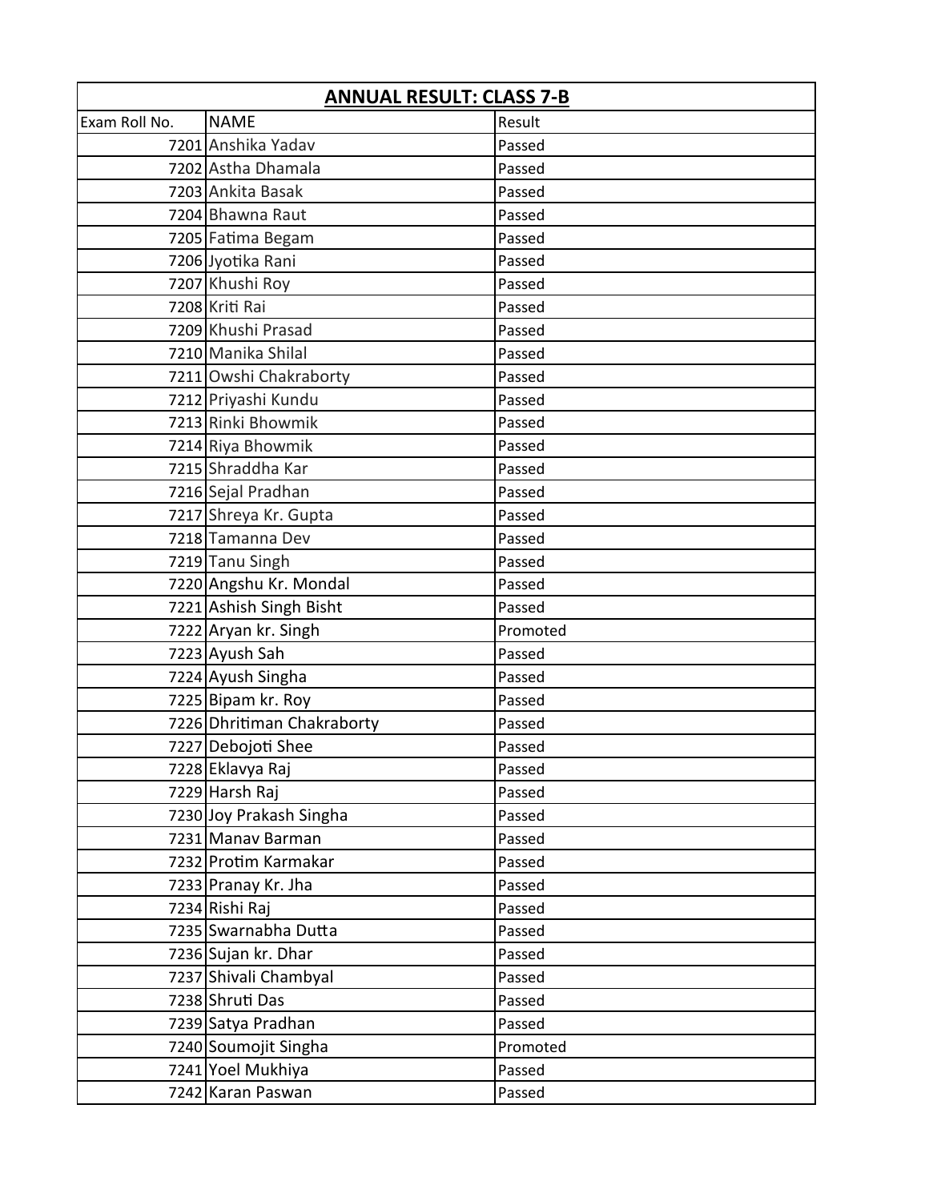| ANNUAL RESULT: CLASS 7-B | | |
|---|---|---|
| Exam Roll No. | NAME | Result |
| 7201 | Anshika Yadav | Passed |
| 7202 | Astha Dhamala | Passed |
| 7203 | Ankita Basak | Passed |
| 7204 | Bhawna Raut | Passed |
| 7205 | Fatima Begam | Passed |
| 7206 | Jyotika Rani | Passed |
| 7207 | Khushi Roy | Passed |
| 7208 | Kriti Rai | Passed |
| 7209 | Khushi Prasad | Passed |
| 7210 | Manika Shilal | Passed |
| 7211 | Owshi Chakraborty | Passed |
| 7212 | Priyashi Kundu | Passed |
| 7213 | Rinki Bhowmik | Passed |
| 7214 | Riya Bhowmik | Passed |
| 7215 | Shraddha Kar | Passed |
| 7216 | Sejal Pradhan | Passed |
| 7217 | Shreya Kr. Gupta | Passed |
| 7218 | Tamanna Dev | Passed |
| 7219 | Tanu Singh | Passed |
| 7220 | Angshu Kr. Mondal | Passed |
| 7221 | Ashish Singh Bisht | Passed |
| 7222 | Aryan kr. Singh | Promoted |
| 7223 | Ayush Sah | Passed |
| 7224 | Ayush Singha | Passed |
| 7225 | Bipam kr. Roy | Passed |
| 7226 | Dhritiman Chakraborty | Passed |
| 7227 | Debojoti Shee | Passed |
| 7228 | Eklavya Raj | Passed |
| 7229 | Harsh Raj | Passed |
| 7230 | Joy Prakash Singha | Passed |
| 7231 | Manav Barman | Passed |
| 7232 | Protim Karmakar | Passed |
| 7233 | Pranay Kr. Jha | Passed |
| 7234 | Rishi Raj | Passed |
| 7235 | Swarnabha Dutta | Passed |
| 7236 | Sujan kr. Dhar | Passed |
| 7237 | Shivali Chambyal | Passed |
| 7238 | Shruti Das | Passed |
| 7239 | Satya Pradhan | Passed |
| 7240 | Soumojit Singha | Promoted |
| 7241 | Yoel Mukhiya | Passed |
| 7242 | Karan Paswan | Passed |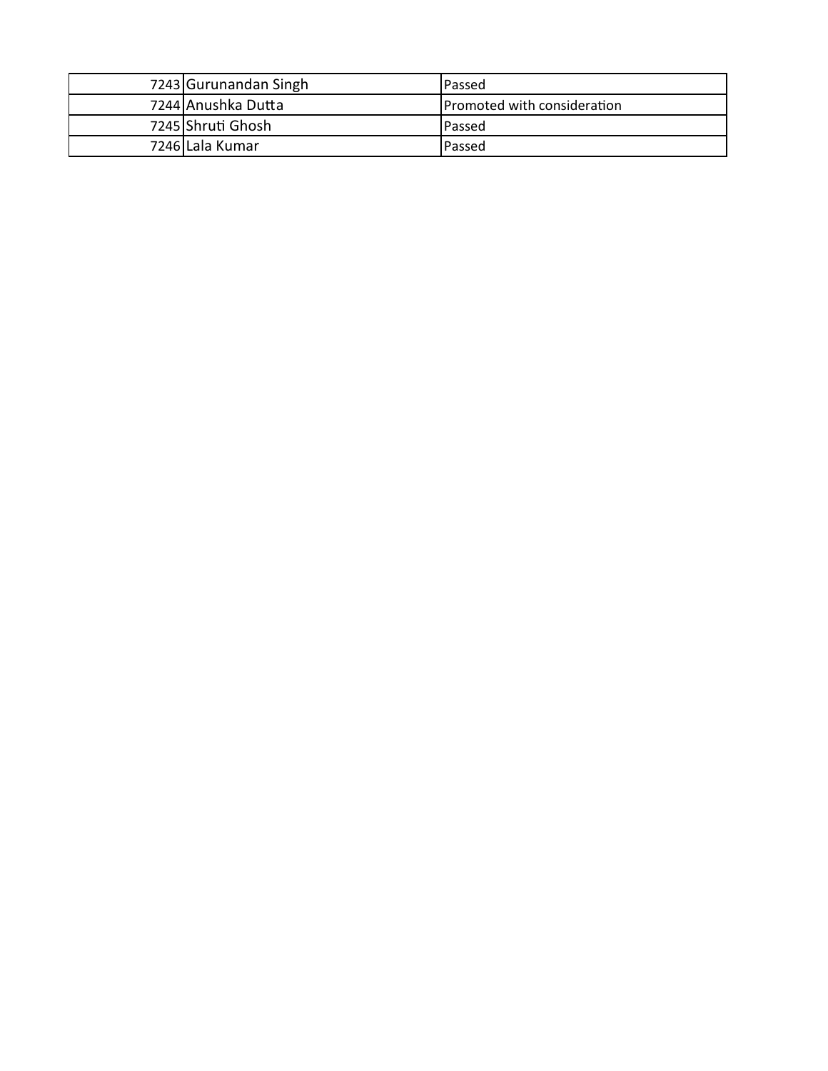| | | |
|---|---|---|
| 7243 | Gurunandan Singh | Passed |
| 7244 | Anushka Dutta | Promoted with consideration |
| 7245 | Shruti Ghosh | Passed |
| 7246 | Lala Kumar | Passed |